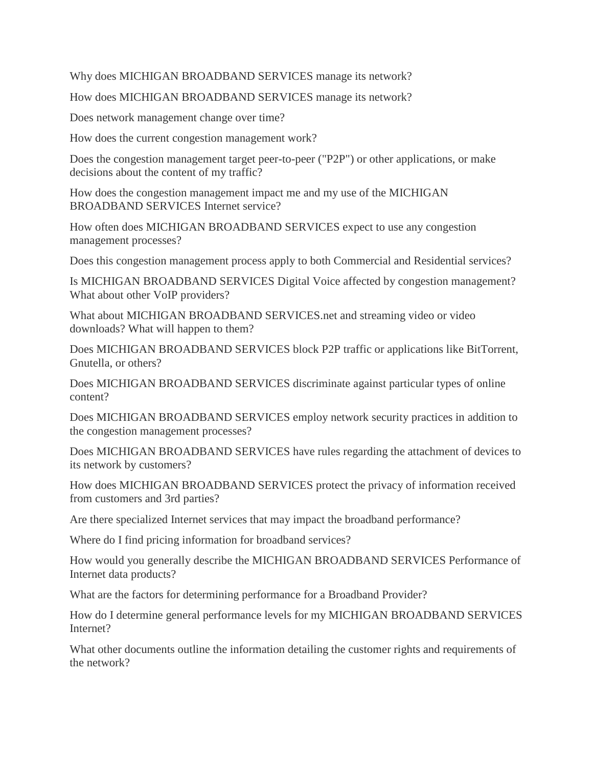Why does MICHIGAN BROADBAND SERVICES manage its network?

How does MICHIGAN BROADBAND SERVICES manage its network?

Does network management change over time?

How does the current congestion management work?

Does the congestion management target peer-to-peer ("P2P") or other applications, or make decisions about the content of my traffic?

How does the congestion management impact me and my use of the MICHIGAN BROADBAND SERVICES Internet service?

How often does MICHIGAN BROADBAND SERVICES expect to use any congestion management processes?

Does this congestion management process apply to both Commercial and Residential services?

Is MICHIGAN BROADBAND SERVICES Digital Voice affected by congestion management? What about other VoIP providers?

What about MICHIGAN BROADBAND SERVICES.net and streaming video or video downloads? What will happen to them?

Does MICHIGAN BROADBAND SERVICES block P2P traffic or applications like BitTorrent, Gnutella, or others?

Does MICHIGAN BROADBAND SERVICES discriminate against particular types of online content?

Does MICHIGAN BROADBAND SERVICES employ network security practices in addition to the congestion management processes?

Does MICHIGAN BROADBAND SERVICES have rules regarding the attachment of devices to its network by customers?

How does MICHIGAN BROADBAND SERVICES protect the privacy of information received from customers and 3rd parties?

Are there specialized Internet services that may impact the broadband performance?

Where do I find pricing information for broadband services?

How would you generally describe the MICHIGAN BROADBAND SERVICES Performance of Internet data products?

What are the factors for determining performance for a Broadband Provider?

How do I determine general performance levels for my MICHIGAN BROADBAND SERVICES Internet?

What other documents outline the information detailing the customer rights and requirements of the network?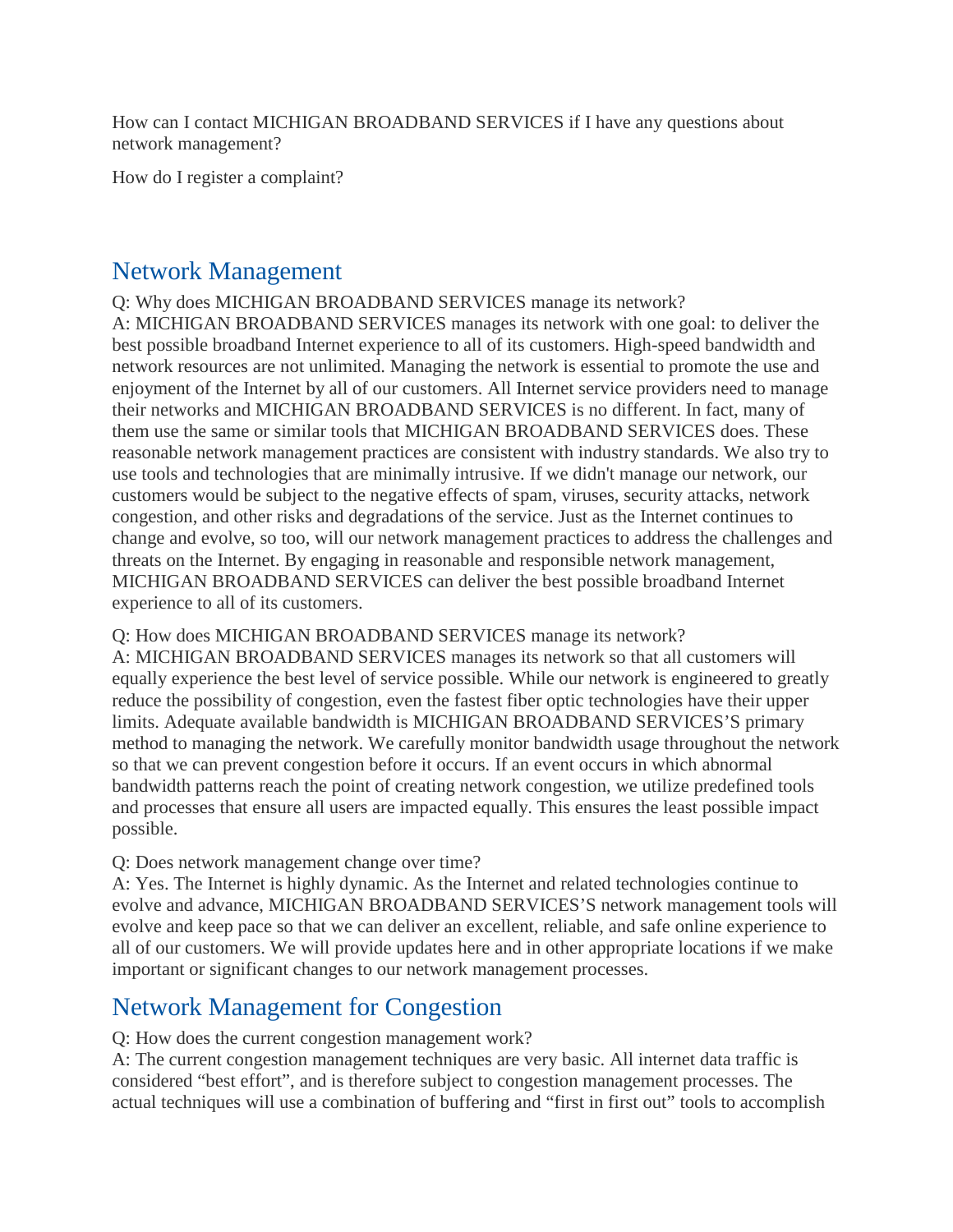How can I contact MICHIGAN BROADBAND SERVICES if I have any questions about network management?

How do I register a complaint?

## Network Management

Q: Why does MICHIGAN BROADBAND SERVICES manage its network?
A: MICHIGAN BROADBAND SERVICES manages its network with one goal: to deliver the best possible broadband Internet experience to all of its customers. High-speed bandwidth and network resources are not unlimited. Managing the network is essential to promote the use and enjoyment of the Internet by all of our customers. All Internet service providers need to manage their networks and MICHIGAN BROADBAND SERVICES is no different. In fact, many of them use the same or similar tools that MICHIGAN BROADBAND SERVICES does. These reasonable network management practices are consistent with industry standards. We also try to use tools and technologies that are minimally intrusive. If we didn't manage our network, our customers would be subject to the negative effects of spam, viruses, security attacks, network congestion, and other risks and degradations of the service. Just as the Internet continues to change and evolve, so too, will our network management practices to address the challenges and threats on the Internet. By engaging in reasonable and responsible network management, MICHIGAN BROADBAND SERVICES can deliver the best possible broadband Internet experience to all of its customers.

Q: How does MICHIGAN BROADBAND SERVICES manage its network?
A: MICHIGAN BROADBAND SERVICES manages its network so that all customers will equally experience the best level of service possible. While our network is engineered to greatly reduce the possibility of congestion, even the fastest fiber optic technologies have their upper limits. Adequate available bandwidth is MICHIGAN BROADBAND SERVICES'S primary method to managing the network. We carefully monitor bandwidth usage throughout the network so that we can prevent congestion before it occurs. If an event occurs in which abnormal bandwidth patterns reach the point of creating network congestion, we utilize predefined tools and processes that ensure all users are impacted equally. This ensures the least possible impact possible.

Q: Does network management change over time?
A: Yes. The Internet is highly dynamic. As the Internet and related technologies continue to evolve and advance, MICHIGAN BROADBAND SERVICES'S network management tools will evolve and keep pace so that we can deliver an excellent, reliable, and safe online experience to all of our customers. We will provide updates here and in other appropriate locations if we make important or significant changes to our network management processes.

## Network Management for Congestion

Q: How does the current congestion management work?
A: The current congestion management techniques are very basic. All internet data traffic is considered "best effort", and is therefore subject to congestion management processes. The actual techniques will use a combination of buffering and "first in first out" tools to accomplish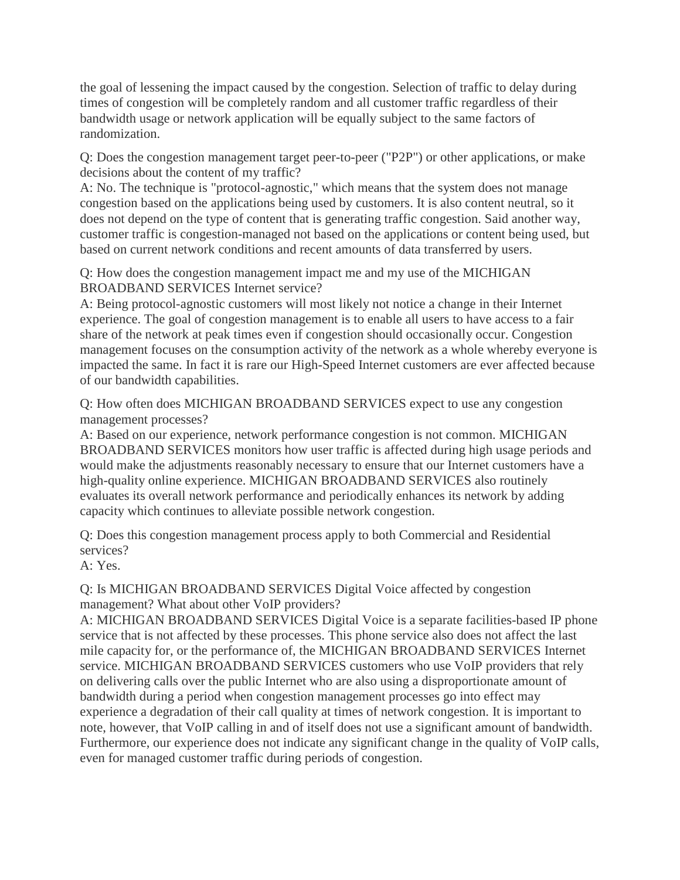the goal of lessening the impact caused by the congestion. Selection of traffic to delay during times of congestion will be completely random and all customer traffic regardless of their bandwidth usage or network application will be equally subject to the same factors of randomization.

Q: Does the congestion management target peer-to-peer ("P2P") or other applications, or make decisions about the content of my traffic?
A: No. The technique is "protocol-agnostic," which means that the system does not manage congestion based on the applications being used by customers. It is also content neutral, so it does not depend on the type of content that is generating traffic congestion. Said another way, customer traffic is congestion-managed not based on the applications or content being used, but based on current network conditions and recent amounts of data transferred by users.

Q: How does the congestion management impact me and my use of the MICHIGAN BROADBAND SERVICES Internet service?
A: Being protocol-agnostic customers will most likely not notice a change in their Internet experience. The goal of congestion management is to enable all users to have access to a fair share of the network at peak times even if congestion should occasionally occur. Congestion management focuses on the consumption activity of the network as a whole whereby everyone is impacted the same. In fact it is rare our High-Speed Internet customers are ever affected because of our bandwidth capabilities.

Q: How often does MICHIGAN BROADBAND SERVICES expect to use any congestion management processes?
A: Based on our experience, network performance congestion is not common. MICHIGAN BROADBAND SERVICES monitors how user traffic is affected during high usage periods and would make the adjustments reasonably necessary to ensure that our Internet customers have a high-quality online experience. MICHIGAN BROADBAND SERVICES also routinely evaluates its overall network performance and periodically enhances its network by adding capacity which continues to alleviate possible network congestion.

Q: Does this congestion management process apply to both Commercial and Residential services?
A: Yes.

Q: Is MICHIGAN BROADBAND SERVICES Digital Voice affected by congestion management? What about other VoIP providers?
A: MICHIGAN BROADBAND SERVICES Digital Voice is a separate facilities-based IP phone service that is not affected by these processes. This phone service also does not affect the last mile capacity for, or the performance of, the MICHIGAN BROADBAND SERVICES Internet service. MICHIGAN BROADBAND SERVICES customers who use VoIP providers that rely on delivering calls over the public Internet who are also using a disproportionate amount of bandwidth during a period when congestion management processes go into effect may experience a degradation of their call quality at times of network congestion. It is important to note, however, that VoIP calling in and of itself does not use a significant amount of bandwidth. Furthermore, our experience does not indicate any significant change in the quality of VoIP calls, even for managed customer traffic during periods of congestion.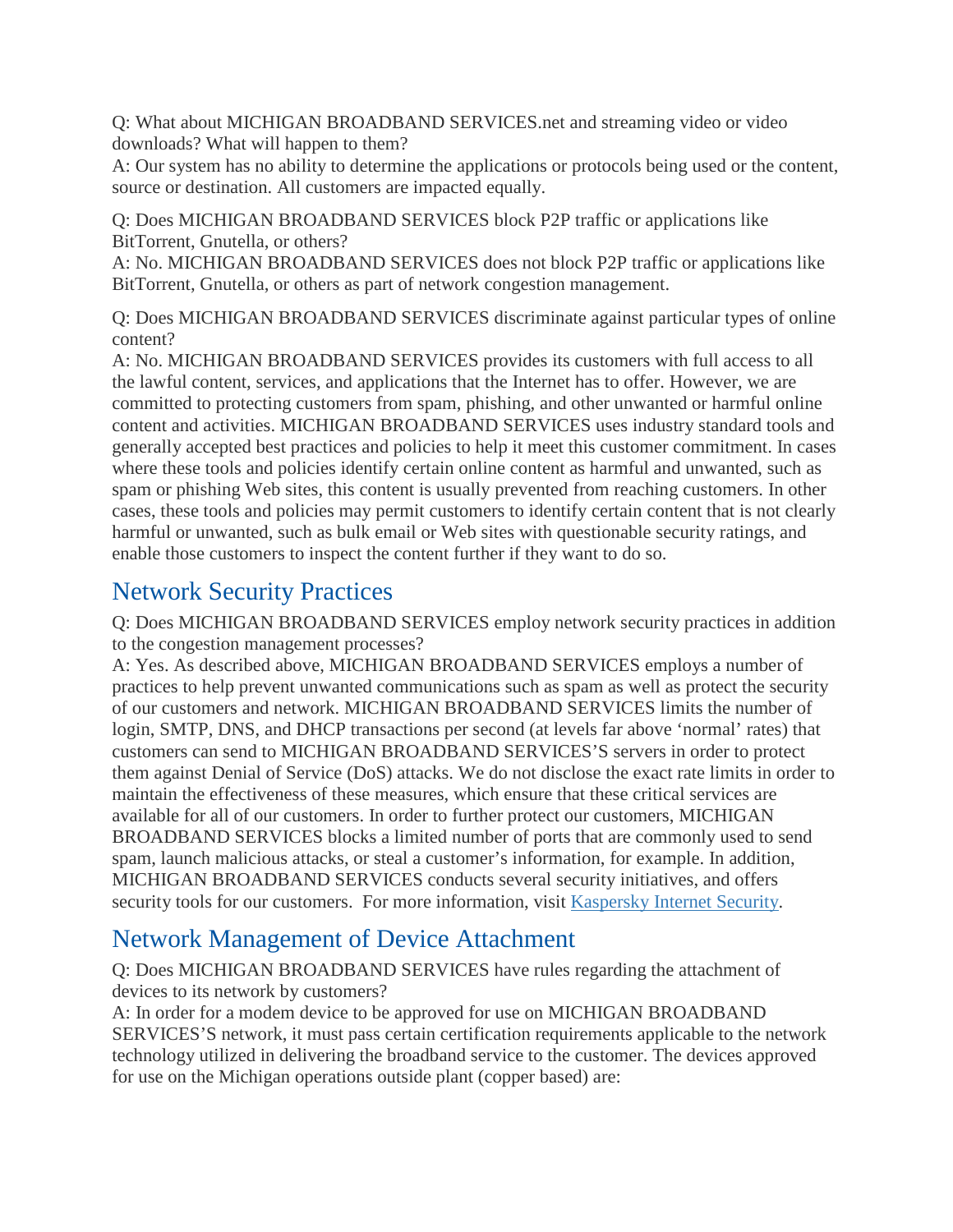Q: What about MICHIGAN BROADBAND SERVICES.net and streaming video or video downloads? What will happen to them?
A: Our system has no ability to determine the applications or protocols being used or the content, source or destination. All customers are impacted equally.

Q: Does MICHIGAN BROADBAND SERVICES block P2P traffic or applications like BitTorrent, Gnutella, or others?
A: No. MICHIGAN BROADBAND SERVICES does not block P2P traffic or applications like BitTorrent, Gnutella, or others as part of network congestion management.

Q: Does MICHIGAN BROADBAND SERVICES discriminate against particular types of online content?
A: No. MICHIGAN BROADBAND SERVICES provides its customers with full access to all the lawful content, services, and applications that the Internet has to offer. However, we are committed to protecting customers from spam, phishing, and other unwanted or harmful online content and activities. MICHIGAN BROADBAND SERVICES uses industry standard tools and generally accepted best practices and policies to help it meet this customer commitment. In cases where these tools and policies identify certain online content as harmful and unwanted, such as spam or phishing Web sites, this content is usually prevented from reaching customers. In other cases, these tools and policies may permit customers to identify certain content that is not clearly harmful or unwanted, such as bulk email or Web sites with questionable security ratings, and enable those customers to inspect the content further if they want to do so.

## Network Security Practices

Q: Does MICHIGAN BROADBAND SERVICES employ network security practices in addition to the congestion management processes?
A: Yes. As described above, MICHIGAN BROADBAND SERVICES employs a number of practices to help prevent unwanted communications such as spam as well as protect the security of our customers and network. MICHIGAN BROADBAND SERVICES limits the number of login, SMTP, DNS, and DHCP transactions per second (at levels far above 'normal' rates) that customers can send to MICHIGAN BROADBAND SERVICES'S servers in order to protect them against Denial of Service (DoS) attacks. We do not disclose the exact rate limits in order to maintain the effectiveness of these measures, which ensure that these critical services are available for all of our customers. In order to further protect our customers, MICHIGAN BROADBAND SERVICES blocks a limited number of ports that are commonly used to send spam, launch malicious attacks, or steal a customer's information, for example. In addition, MICHIGAN BROADBAND SERVICES conducts several security initiatives, and offers security tools for our customers. For more information, visit Kaspersky Internet Security.

## Network Management of Device Attachment

Q: Does MICHIGAN BROADBAND SERVICES have rules regarding the attachment of devices to its network by customers?
A: In order for a modem device to be approved for use on MICHIGAN BROADBAND SERVICES'S network, it must pass certain certification requirements applicable to the network technology utilized in delivering the broadband service to the customer. The devices approved for use on the Michigan operations outside plant (copper based) are: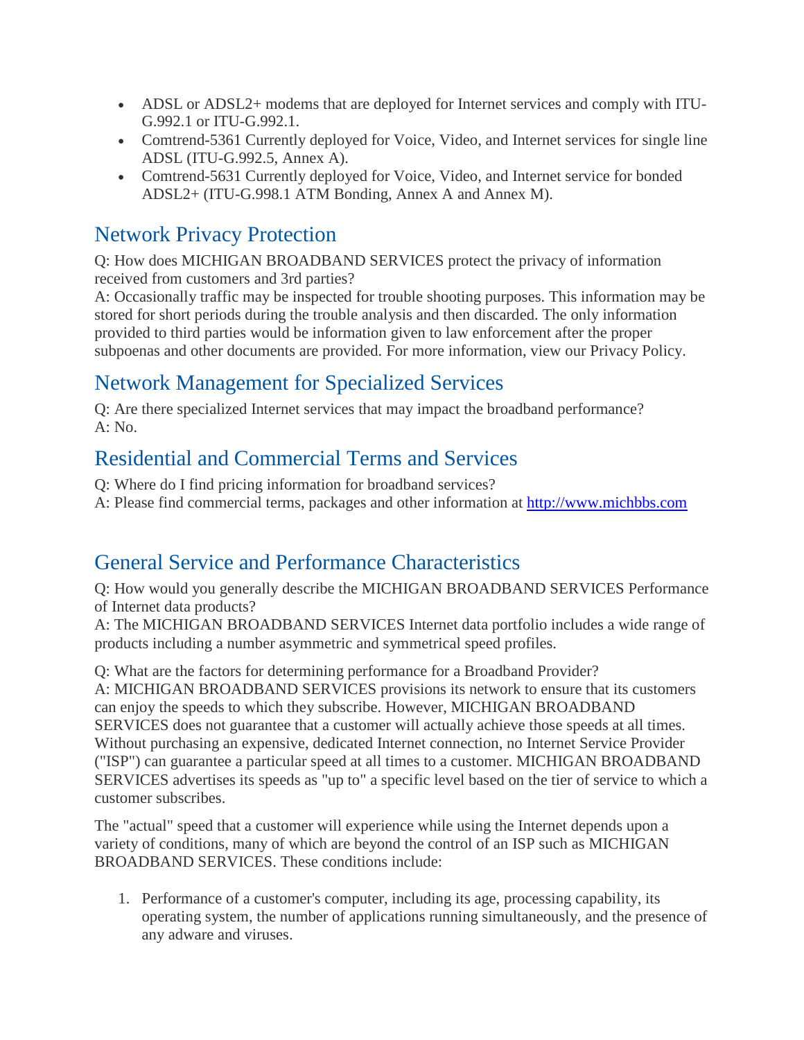- ADSL or ADSL2+ modems that are deployed for Internet services and comply with ITU-G.992.1 or ITU-G.992.1.
- Comtrend-5361 Currently deployed for Voice, Video, and Internet services for single line ADSL (ITU-G.992.5, Annex A).
- Comtrend-5631 Currently deployed for Voice, Video, and Internet service for bonded ADSL2+ (ITU-G.998.1 ATM Bonding, Annex A and Annex M).

## Network Privacy Protection

Q: How does MICHIGAN BROADBAND SERVICES protect the privacy of information received from customers and 3rd parties?
A: Occasionally traffic may be inspected for trouble shooting purposes. This information may be stored for short periods during the trouble analysis and then discarded. The only information provided to third parties would be information given to law enforcement after the proper subpoenas and other documents are provided. For more information, view our Privacy Policy.

## Network Management for Specialized Services

Q: Are there specialized Internet services that may impact the broadband performance?
A: No.

## Residential and Commercial Terms and Services

Q: Where do I find pricing information for broadband services?
A: Please find commercial terms, packages and other information at [http://www.michbbs.com](http://www.michbbs.com)

## General Service and Performance Characteristics

Q: How would you generally describe the MICHIGAN BROADBAND SERVICES Performance of Internet data products?
A: The MICHIGAN BROADBAND SERVICES Internet data portfolio includes a wide range of products including a number asymmetric and symmetrical speed profiles.

Q: What are the factors for determining performance for a Broadband Provider?
A: MICHIGAN BROADBAND SERVICES provisions its network to ensure that its customers can enjoy the speeds to which they subscribe. However, MICHIGAN BROADBAND SERVICES does not guarantee that a customer will actually achieve those speeds at all times. Without purchasing an expensive, dedicated Internet connection, no Internet Service Provider ("ISP") can guarantee a particular speed at all times to a customer. MICHIGAN BROADBAND SERVICES advertises its speeds as "up to" a specific level based on the tier of service to which a customer subscribes.

The "actual" speed that a customer will experience while using the Internet depends upon a variety of conditions, many of which are beyond the control of an ISP such as MICHIGAN BROADBAND SERVICES. These conditions include:

1. Performance of a customer's computer, including its age, processing capability, its operating system, the number of applications running simultaneously, and the presence of any adware and viruses.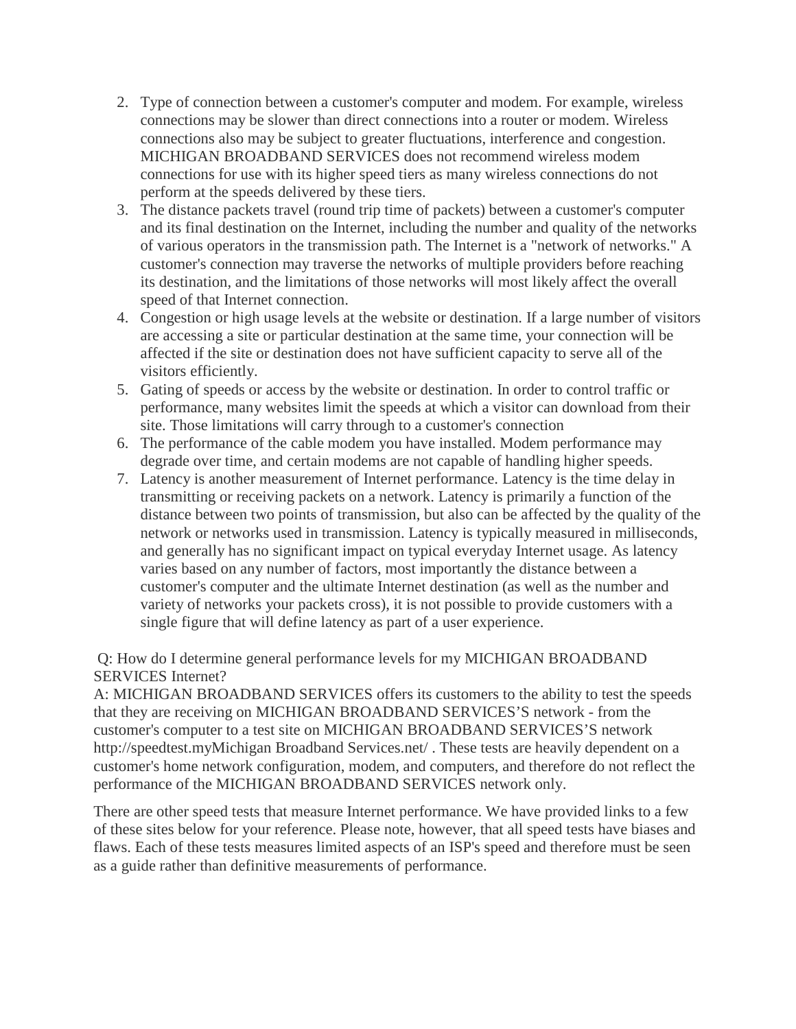2. Type of connection between a customer's computer and modem. For example, wireless connections may be slower than direct connections into a router or modem. Wireless connections also may be subject to greater fluctuations, interference and congestion. MICHIGAN BROADBAND SERVICES does not recommend wireless modem connections for use with its higher speed tiers as many wireless connections do not perform at the speeds delivered by these tiers.
3. The distance packets travel (round trip time of packets) between a customer's computer and its final destination on the Internet, including the number and quality of the networks of various operators in the transmission path. The Internet is a "network of networks." A customer's connection may traverse the networks of multiple providers before reaching its destination, and the limitations of those networks will most likely affect the overall speed of that Internet connection.
4. Congestion or high usage levels at the website or destination. If a large number of visitors are accessing a site or particular destination at the same time, your connection will be affected if the site or destination does not have sufficient capacity to serve all of the visitors efficiently.
5. Gating of speeds or access by the website or destination. In order to control traffic or performance, many websites limit the speeds at which a visitor can download from their site. Those limitations will carry through to a customer's connection
6. The performance of the cable modem you have installed. Modem performance may degrade over time, and certain modems are not capable of handling higher speeds.
7. Latency is another measurement of Internet performance. Latency is the time delay in transmitting or receiving packets on a network. Latency is primarily a function of the distance between two points of transmission, but also can be affected by the quality of the network or networks used in transmission. Latency is typically measured in milliseconds, and generally has no significant impact on typical everyday Internet usage. As latency varies based on any number of factors, most importantly the distance between a customer's computer and the ultimate Internet destination (as well as the number and variety of networks your packets cross), it is not possible to provide customers with a single figure that will define latency as part of a user experience.

Q: How do I determine general performance levels for my MICHIGAN BROADBAND SERVICES Internet?
A: MICHIGAN BROADBAND SERVICES offers its customers to the ability to test the speeds that they are receiving on MICHIGAN BROADBAND SERVICES'S network - from the customer's computer to a test site on MICHIGAN BROADBAND SERVICES'S network http://speedtest.myMichigan Broadband Services.net/ . These tests are heavily dependent on a customer's home network configuration, modem, and computers, and therefore do not reflect the performance of the MICHIGAN BROADBAND SERVICES network only.

There are other speed tests that measure Internet performance. We have provided links to a few of these sites below for your reference. Please note, however, that all speed tests have biases and flaws. Each of these tests measures limited aspects of an ISP's speed and therefore must be seen as a guide rather than definitive measurements of performance.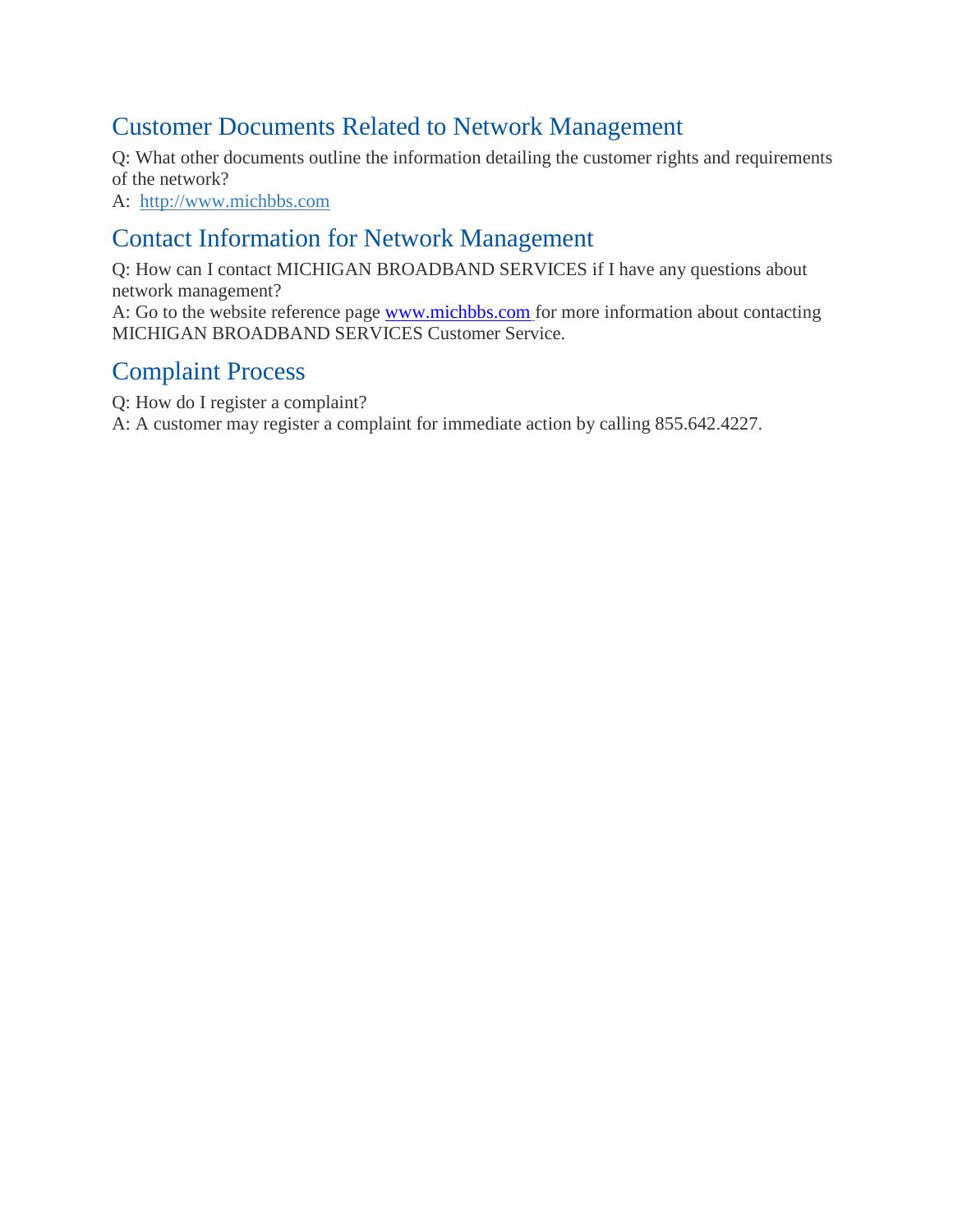## Customer Documents Related to Network Management

Q: What other documents outline the information detailing the customer rights and requirements of the network?
A: http://www.michbbs.com

## Contact Information for Network Management

Q: How can I contact MICHIGAN BROADBAND SERVICES if I have any questions about network management?
A: Go to the website reference page www.michbbs.com for more information about contacting MICHIGAN BROADBAND SERVICES Customer Service.

## Complaint Process

Q: How do I register a complaint?
A: A customer may register a complaint for immediate action by calling 855.642.4227.